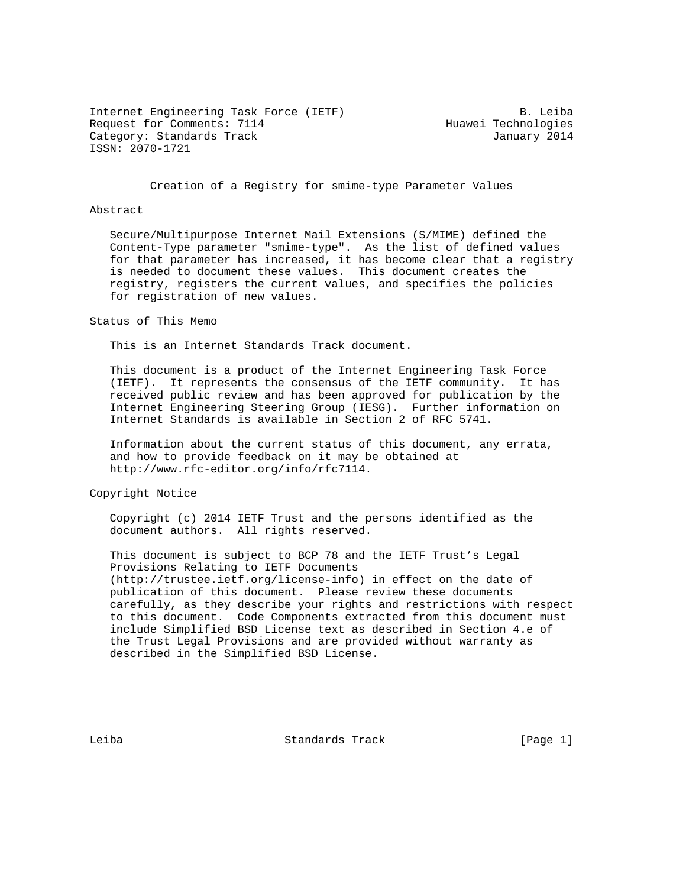Internet Engineering Task Force (IETF)                          B. Leiba
Request for Comments: 7114                           Huawei Technologies
Category: Standards Track                                   January 2014
ISSN: 2070-1721

# Creation of a Registry for smime-type Parameter Values

## Abstract

Secure/Multipurpose Internet Mail Extensions (S/MIME) defined the Content-Type parameter "smime-type". As the list of defined values for that parameter has increased, it has become clear that a registry is needed to document these values. This document creates the registry, registers the current values, and specifies the policies for registration of new values.

## Status of This Memo

This is an Internet Standards Track document.

This document is a product of the Internet Engineering Task Force (IETF). It represents the consensus of the IETF community. It has received public review and has been approved for publication by the Internet Engineering Steering Group (IESG). Further information on Internet Standards is available in Section 2 of RFC 5741.

Information about the current status of this document, any errata, and how to provide feedback on it may be obtained at http://www.rfc-editor.org/info/rfc7114.

## Copyright Notice

Copyright (c) 2014 IETF Trust and the persons identified as the document authors. All rights reserved.

This document is subject to BCP 78 and the IETF Trust's Legal Provisions Relating to IETF Documents (http://trustee.ietf.org/license-info) in effect on the date of publication of this document. Please review these documents carefully, as they describe your rights and restrictions with respect to this document. Code Components extracted from this document must include Simplified BSD License text as described in Section 4.e of the Trust Legal Provisions and are provided without warranty as described in the Simplified BSD License.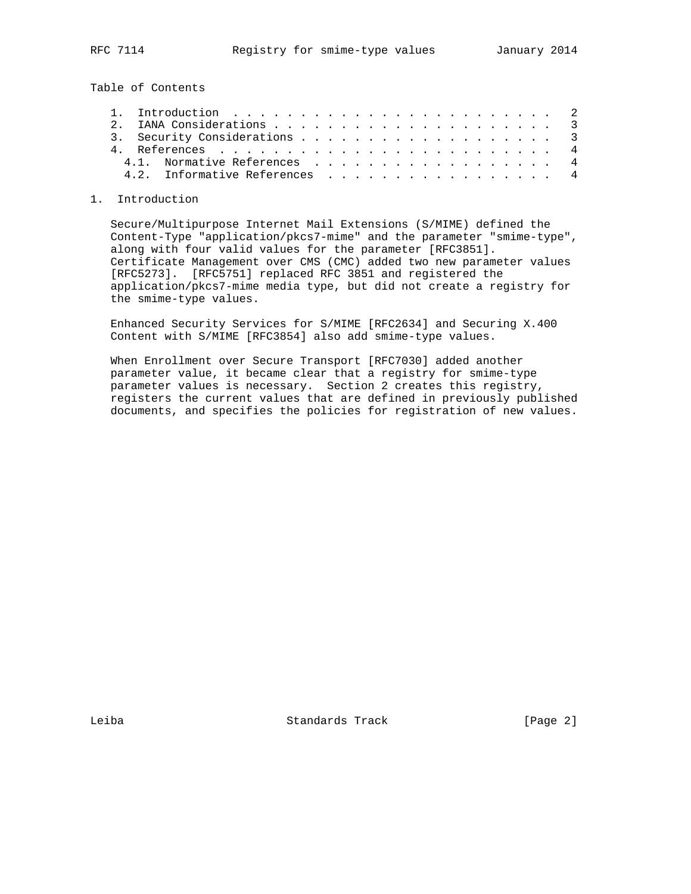Table of Contents

1. Introduction . . . . . . . . . . . . . . . . . . . . . . . . . 2
2. IANA Considerations . . . . . . . . . . . . . . . . . . . . . . 3
3. Security Considerations . . . . . . . . . . . . . . . . . . . . 3
4. References . . . . . . . . . . . . . . . . . . . . . . . . . . 4
   4.1. Normative References . . . . . . . . . . . . . . . . . . . 4
   4.2. Informative References . . . . . . . . . . . . . . . . . . 4

# 1. Introduction

Secure/Multipurpose Internet Mail Extensions (S/MIME) defined the Content-Type "application/pkcs7-mime" and the parameter "smime-type", along with four valid values for the parameter [RFC3851]. Certificate Management over CMS (CMC) added two new parameter values [RFC5273]. [RFC5751] replaced RFC 3851 and registered the application/pkcs7-mime media type, but did not create a registry for the smime-type values.

Enhanced Security Services for S/MIME [RFC2634] and Securing X.400 Content with S/MIME [RFC3854] also add smime-type values.

When Enrollment over Secure Transport [RFC7030] added another parameter value, it became clear that a registry for smime-type parameter values is necessary. Section 2 creates this registry, registers the current values that are defined in previously published documents, and specifies the policies for registration of new values.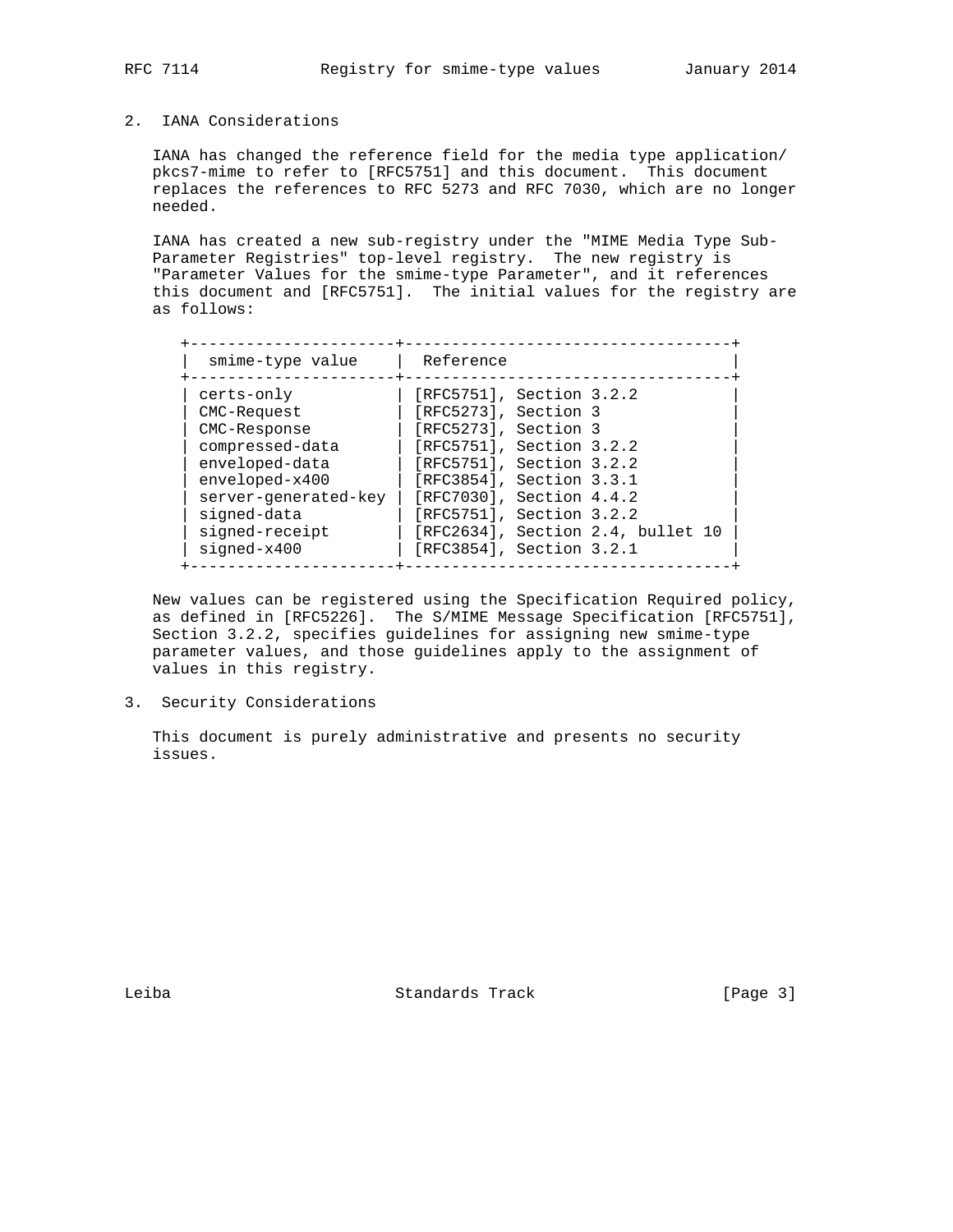## 2. IANA Considerations

IANA has changed the reference field for the media type application/pkcs7-mime to refer to [RFC5751] and this document. This document replaces the references to RFC 5273 and RFC 7030, which are no longer needed.

IANA has created a new sub-registry under the "MIME Media Type Sub-Parameter Registries" top-level registry. The new registry is "Parameter Values for the smime-type Parameter", and it references this document and [RFC5751]. The initial values for the registry are as follows:

| smime-type value | Reference |
|---|---|
| certs-only | [RFC5751], Section 3.2.2 |
| CMC-Request | [RFC5273], Section 3 |
| CMC-Response | [RFC5273], Section 3 |
| compressed-data | [RFC5751], Section 3.2.2 |
| enveloped-data | [RFC5751], Section 3.2.2 |
| enveloped-x400 | [RFC3854], Section 3.3.1 |
| server-generated-key | [RFC7030], Section 4.4.2 |
| signed-data | [RFC5751], Section 3.2.2 |
| signed-receipt | [RFC2634], Section 2.4, bullet 10 |
| signed-x400 | [RFC3854], Section 3.2.1 |

New values can be registered using the Specification Required policy, as defined in [RFC5226]. The S/MIME Message Specification [RFC5751], Section 3.2.2, specifies guidelines for assigning new smime-type parameter values, and those guidelines apply to the assignment of values in this registry.

## 3. Security Considerations

This document is purely administrative and presents no security issues.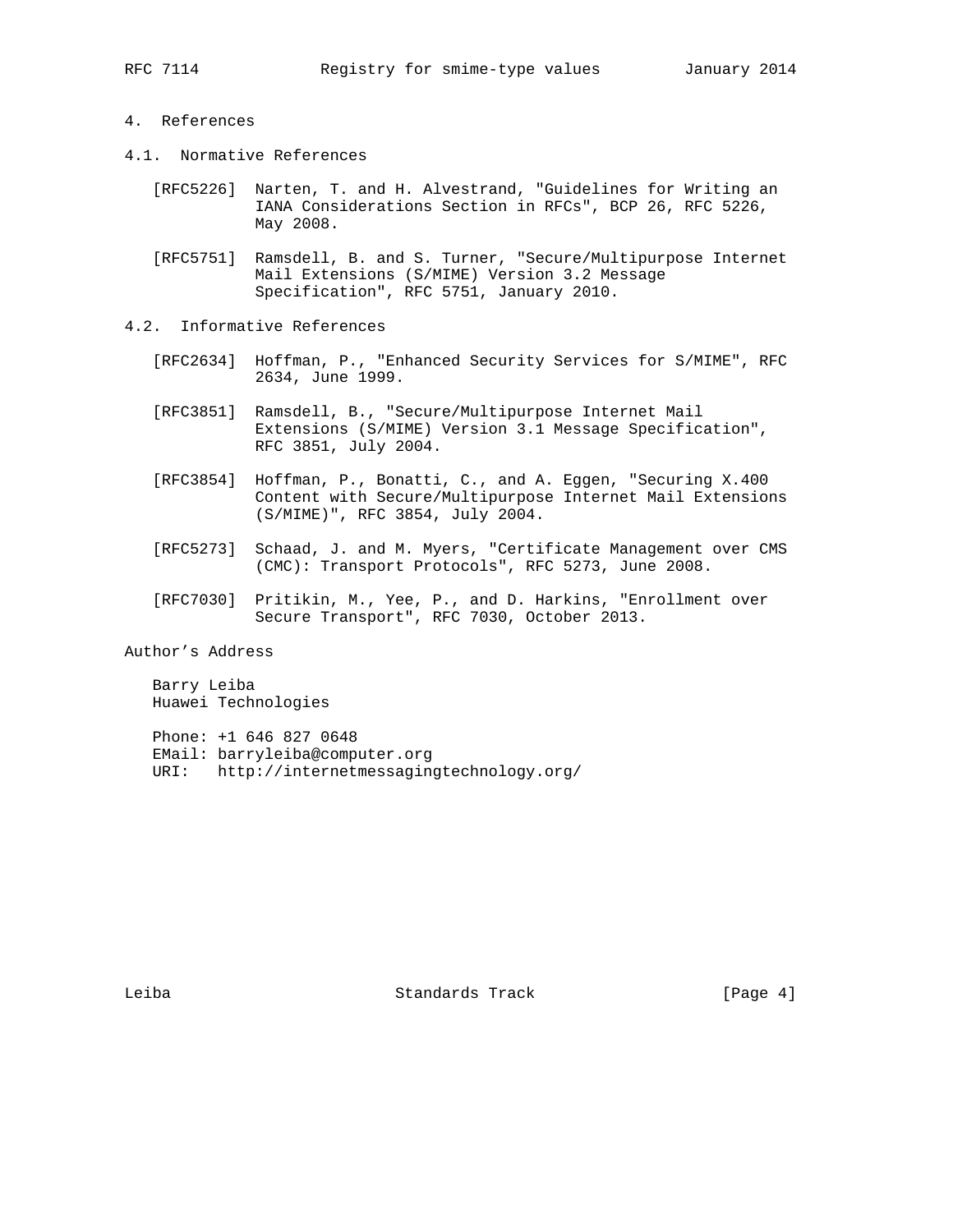## 4. References

### 4.1. Normative References

[RFC5226] Narten, T. and H. Alvestrand, "Guidelines for Writing an IANA Considerations Section in RFCs", BCP 26, RFC 5226, May 2008.

[RFC5751] Ramsdell, B. and S. Turner, "Secure/Multipurpose Internet Mail Extensions (S/MIME) Version 3.2 Message Specification", RFC 5751, January 2010.

### 4.2. Informative References

[RFC2634] Hoffman, P., "Enhanced Security Services for S/MIME", RFC 2634, June 1999.

[RFC3851] Ramsdell, B., "Secure/Multipurpose Internet Mail Extensions (S/MIME) Version 3.1 Message Specification", RFC 3851, July 2004.

[RFC3854] Hoffman, P., Bonatti, C., and A. Eggen, "Securing X.400 Content with Secure/Multipurpose Internet Mail Extensions (S/MIME)", RFC 3854, July 2004.

[RFC5273] Schaad, J. and M. Myers, "Certificate Management over CMS (CMC): Transport Protocols", RFC 5273, June 2008.

[RFC7030] Pritikin, M., Yee, P., and D. Harkins, "Enrollment over Secure Transport", RFC 7030, October 2013.

## Author's Address

Barry Leiba
Huawei Technologies

Phone: +1 646 827 0648
EMail: barryleiba@computer.org
URI: http://internetmessagingtechnology.org/